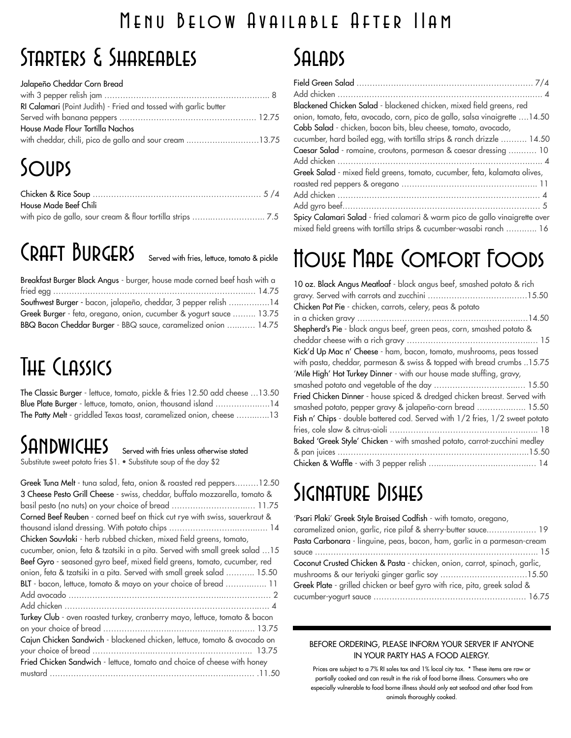# Menu Below Available After 11am

## Starters & Shareables

**Jalapeño Cheddar Corn Bread**
with 3 pepper relish jam ........ 8

**RI Calamari** (Point Judith) - Fried and tossed with garlic butter
Served with banana peppers ........ 12.75

**House Made Flour Tortilla Nachos**
with cheddar, chili, pico de gallo and sour cream ........ 13.75

## Soups

**Chicken & Rice Soup** ........ 5 /4

**House Made Beef Chili**
with pico de gallo, sour cream & flour tortilla strips ........ 7.5

## Craft Burgers

Served with fries, lettuce, tomato & pickle

**Breakfast Burger Black Angus** - burger, house made corned beef hash with a fried egg ........ 14.75

**Southwest Burger** - bacon, jalapeño, cheddar, 3 pepper relish ........ 14

**Greek Burger** - feta, oregano, onion, cucumber & yogurt sauce ........ 13.75

**BBQ Bacon Cheddar Burger** - BBQ sauce, caramelized onion ........ 14.75

## The Classics

**The Classic Burger** - lettuce, tomato, pickle & fries 12.50 add cheese ...13.50

**Blue Plate Burger** - lettuce, tomato, onion, thousand island ........ 14

**The Patty Melt** - griddled Texas toast, caramelized onion, cheese ........ 13

## Sandwiches

Served with fries unless otherwise stated
Substitute sweet potato fries $1. • Substitute soup of the day $2

**Greek Tuna Melt** - tuna salad, feta, onion & roasted red peppers........ 12.50

**3 Cheese Pesto Grill Cheese** - swiss, cheddar, buffalo mozzarella, tomato & basil pesto (no nuts) on your choice of bread ........ 11.75

**Corned Beef Reuben** - corned beef on thick cut rye with swiss, sauerkraut & thousand island dressing. With potato chips ........ 14

**Chicken Souvlaki** - herb rubbed chicken, mixed field greens, tomato, cucumber, onion, feta & tzatsiki in a pita. Served with small greek salad ...15

**Beef Gyro** - seasoned gyro beef, mixed field greens, tomato, cucumber, red onion, feta & tzatsiki in a pita. Served with small greek salad ........ 15.50

**BLT** - bacon, lettuce, tomato & mayo on your choice of bread ........ 11
Add avocado ........ 2
Add chicken ........ 4

**Turkey Club** - oven roasted turkey, cranberry mayo, lettuce, tomato & bacon on your choice of bread ........ 13.75

**Cajun Chicken Sandwich** - blackened chicken, lettuce, tomato & avocado on your choice of bread ........ 13.75

**Fried Chicken Sandwich** - lettuce, tomato and choice of cheese with honey mustard ........ 11.50

## Salads

**Field Green Salad** ........ 7/4
Add chicken ........ 4

**Blackened Chicken Salad** - blackened chicken, mixed field greens, red onion, tomato, feta, avocado, corn, pico de gallo, salsa vinaigrette ....14.50

**Cobb Salad** - chicken, bacon bits, bleu cheese, tomato, avocado, cucumber, hard boiled egg, with tortilla strips & ranch drizzle ........ 14.50

**Caesar Salad** - romaine, croutons, parmesan & caesar dressing ........ 10
Add chicken ........ 4

**Greek Salad** - mixed field greens, tomato, cucumber, feta, kalamata olives, roasted red peppers & oregano ........ 11
Add chicken ........ 4
Add gyro beef........ 5

**Spicy Calamari Salad** - fried calamari & warm pico de gallo vinaigrette over mixed field greens with tortilla strips & cucumber-wasabi ranch ........ 16

## House Made Comfort Foods

**10 oz. Black Angus Meatloaf** - black angus beef, smashed potato & rich gravy. Served with carrots and zucchini ........ 15.50

**Chicken Pot Pie** - chicken, carrots, celery, peas & potato in a chicken gravy ........ 14.50

**Shepherd's Pie** - black angus beef, green peas, corn, smashed potato & cheddar cheese with a rich gravy ........ 15

**Kick'd Up Mac n' Cheese** - ham, bacon, tomato, mushrooms, peas tossed with pasta, cheddar, parmesan & swiss & topped with bread crumbs ..15.75

**'Mile High' Hot Turkey Dinner** - with our house made stuffing, gravy, smashed potato and vegetable of the day ........ 15.50

**Fried Chicken Dinner** - house spiced & dredged chicken breast. Served with smashed potato, pepper gravy & jalapeño-corn bread ........ 15.50

**Fish n' Chips** - double battered cod. Served with 1/2 fries, 1/2 sweet potato fries, cole slaw & citrus-aioli ........ 18

**Baked 'Greek Style' Chicken** - with smashed potato, carrot-zucchini medley & pan juices ........ 15.50

**Chicken & Waffle** - with 3 pepper relish ........ 14

## Signature Dishes

**'Psari Plaki' Greek Style Braised Codfish** - with tomato, oregano, caramelized onion, garlic, rice pilaf & sherry-butter sauce........ 19

**Pasta Carbonara** - linguine, peas, bacon, ham, garlic in a parmesan-cream sauce ........ 15

**Coconut Crusted Chicken & Pasta** - chicken, onion, carrot, spinach, garlic, mushrooms & our teriyaki ginger garlic soy ........ 15.50

**Greek Plate** - grilled chicken or beef gyro with rice, pita, greek salad & cucumber-yogurt sauce ........ 16.75

---

BEFORE ORDERING, PLEASE INFORM YOUR SERVER IF ANYONE IN YOUR PARTY HAS A FOOD ALERGY.

Prices are subject to a 7% RI sales tax and 1% local city tax. * These items are raw or partially cooked and can result in the risk of food borne illness. Consumers who are especially vulnerable to food borne illness should only eat seafood and other food from animals thoroughly cooked.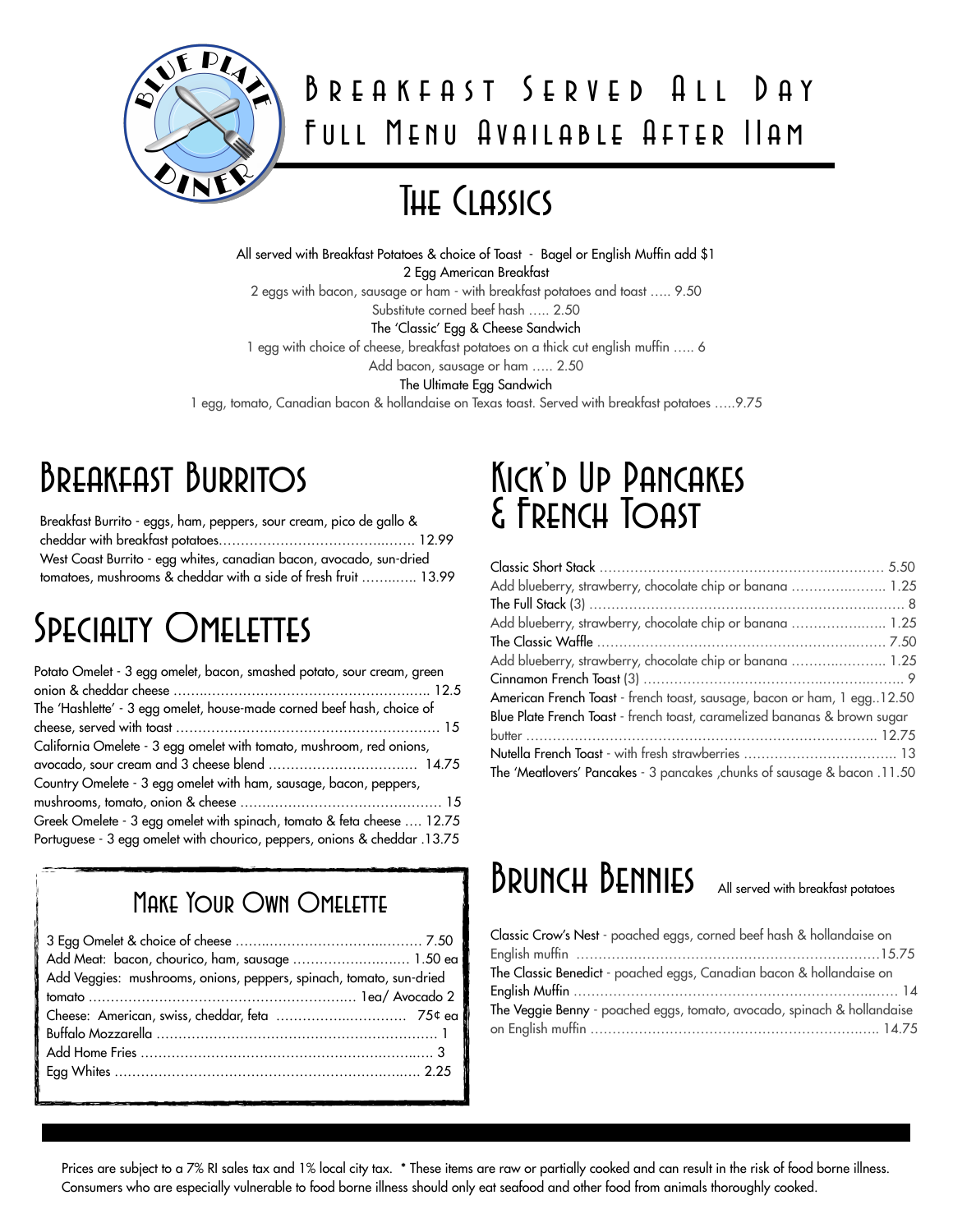Blue Plate Diner

# Breakfast Served All Day
# Full Menu Available After 11am

## The Classics

All served with Breakfast Potatoes & choice of Toast - Bagel or English Muffin add $1

2 Egg American Breakfast

2 eggs with bacon, sausage or ham - with breakfast potatoes and toast ….. 9.50

Substitute corned beef hash ….. 2.50

The 'Classic' Egg & Cheese Sandwich

1 egg with choice of cheese, breakfast potatoes on a thick cut english muffin ….. 6

Add bacon, sausage or ham ….. 2.50

The Ultimate Egg Sandwich

1 egg, tomato, Canadian bacon & hollandaise on Texas toast. Served with breakfast potatoes …..9.75

## Breakfast Burritos

Breakfast Burrito - eggs, ham, peppers, sour cream, pico de gallo & cheddar with breakfast potatoes……………………………..……. 12.99

West Coast Burrito - egg whites, canadian bacon, avocado, sun-dried tomatoes, mushrooms & cheddar with a side of fresh fruit ……..…. 13.99

## Specialty Omelettes

Potato Omelet - 3 egg omelet, bacon, smashed potato, sour cream, green onion & cheddar cheese ………………………………………….. 12.5

The 'Hashlette' - 3 egg omelet, house-made corned beef hash, choice of cheese, served with toast ……………………………………… 15

California Omelete - 3 egg omelet with tomato, mushroom, red onions, avocado, sour cream and 3 cheese blend …………………………. 14.75

Country Omelete - 3 egg omelet with ham, sausage, bacon, peppers, mushrooms, tomato, onion & cheese ……………………………… 15

Greek Omelete - 3 egg omelet with spinach, tomato & feta cheese …. 12.75

Portuguese - 3 egg omelet with chourico, peppers, onions & cheddar .13.75

### Make Your Own Omelette

3 Egg Omelet & choice of cheese ……………………………… 7.50

Add Meat: bacon, chourico, ham, sausage ……………………… 1.50 ea

Add Veggies: mushrooms, onions, peppers, spinach, tomato, sun-dried tomato ……………………………………………… 1ea/ Avocado 2

Cheese: American, swiss, cheddar, feta ……………………… 75¢ ea

Buffalo Mozzarella ……………………………………………… 1

Add Home Fries …………………………………………………… 3

Egg Whites ………………………………………………………… 2.25

## Kick'd Up Pancakes & French Toast

Classic Short Stack ……………………………………………… 5.50

Add blueberry, strawberry, chocolate chip or banana ………………… 1.25

The Full Stack (3) ………………………………………………… 8

Add blueberry, strawberry, chocolate chip or banana ………………… 1.25

The Classic Waffle ……………………………………………… 7.50

Add blueberry, strawberry, chocolate chip or banana ………………… 1.25

Cinnamon French Toast (3) ……………………………………… 9

American French Toast - french toast, sausage, bacon or ham, 1 egg..12.50

Blue Plate French Toast - french toast, caramelized bananas & brown sugar butter ……………………………………………………… 12.75

Nutella French Toast - with fresh strawberries ……………………… 13

The 'Meatlovers' Pancakes - 3 pancakes ,chunks of sausage & bacon .11.50

## Brunch Bennies

All served with breakfast potatoes

Classic Crow's Nest - poached eggs, corned beef hash & hollandaise on English muffin ………………………………………………15.75

The Classic Benedict - poached eggs, Canadian bacon & hollandaise on English Muffin ……………………………………………… 14

The Veggie Benny - poached eggs, tomato, avocado, spinach & hollandaise on English muffin ……………………………………… 14.75

Prices are subject to a 7% RI sales tax and 1% local city tax. * These items are raw or partially cooked and can result in the risk of food borne illness. Consumers who are especially vulnerable to food borne illness should only eat seafood and other food from animals thoroughly cooked.